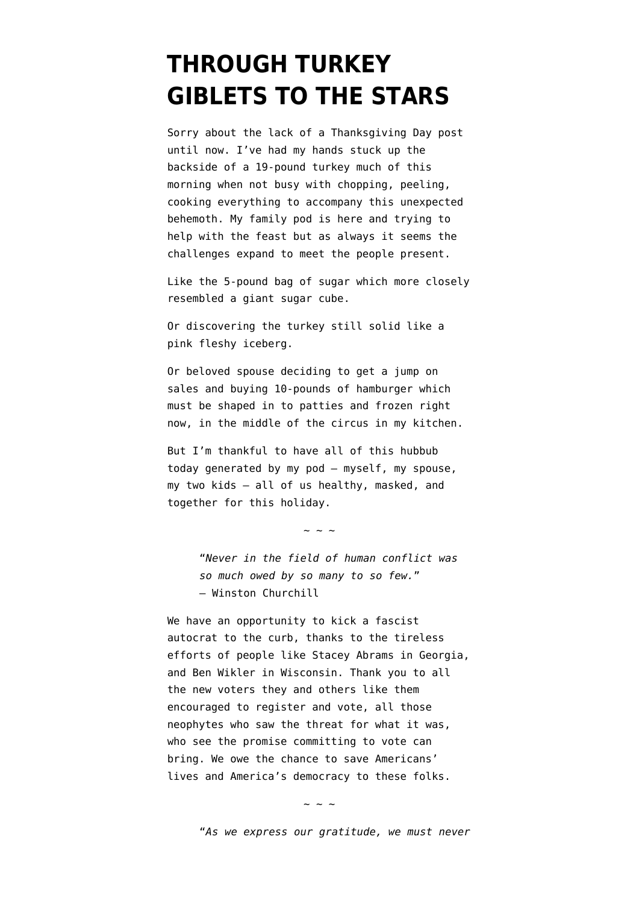# THROUGH TURKEY GIBLETS TO THE STARS

Sorry about the lack of a Thanksgiving Day post until now. I've had my hands stuck up the backside of a 19-pound turkey much of this morning when not busy with chopping, peeling, cooking everything to accompany this unexpected behemoth. My family pod is here and trying to help with the feast but as always it seems the challenges expand to meet the people present.

Like the 5-pound bag of sugar which more closely resembled a giant sugar cube.

Or discovering the turkey still solid like a pink fleshy iceberg.

Or beloved spouse deciding to get a jump on sales and buying 10-pounds of hamburger which must be shaped in to patties and frozen right now, in the middle of the circus in my kitchen.

But I'm thankful to have all of this hubbub today generated by my pod — myself, my spouse, my two kids — all of us healthy, masked, and together for this holiday.

~ ~ ~

> "*Never in the field of human conflict was so much owed by so many to so few.*"
> — Winston Churchill

We have an opportunity to kick a fascist autocrat to the curb, thanks to the tireless efforts of people like Stacey Abrams in Georgia, and Ben Wikler in Wisconsin. Thank you to all the new voters they and others like them encouraged to register and vote, all those neophytes who saw the threat for what it was, who see the promise committing to vote can bring. We owe the chance to save Americans' lives and America's democracy to these folks.

~ ~ ~

> "*As we express our gratitude, we must never*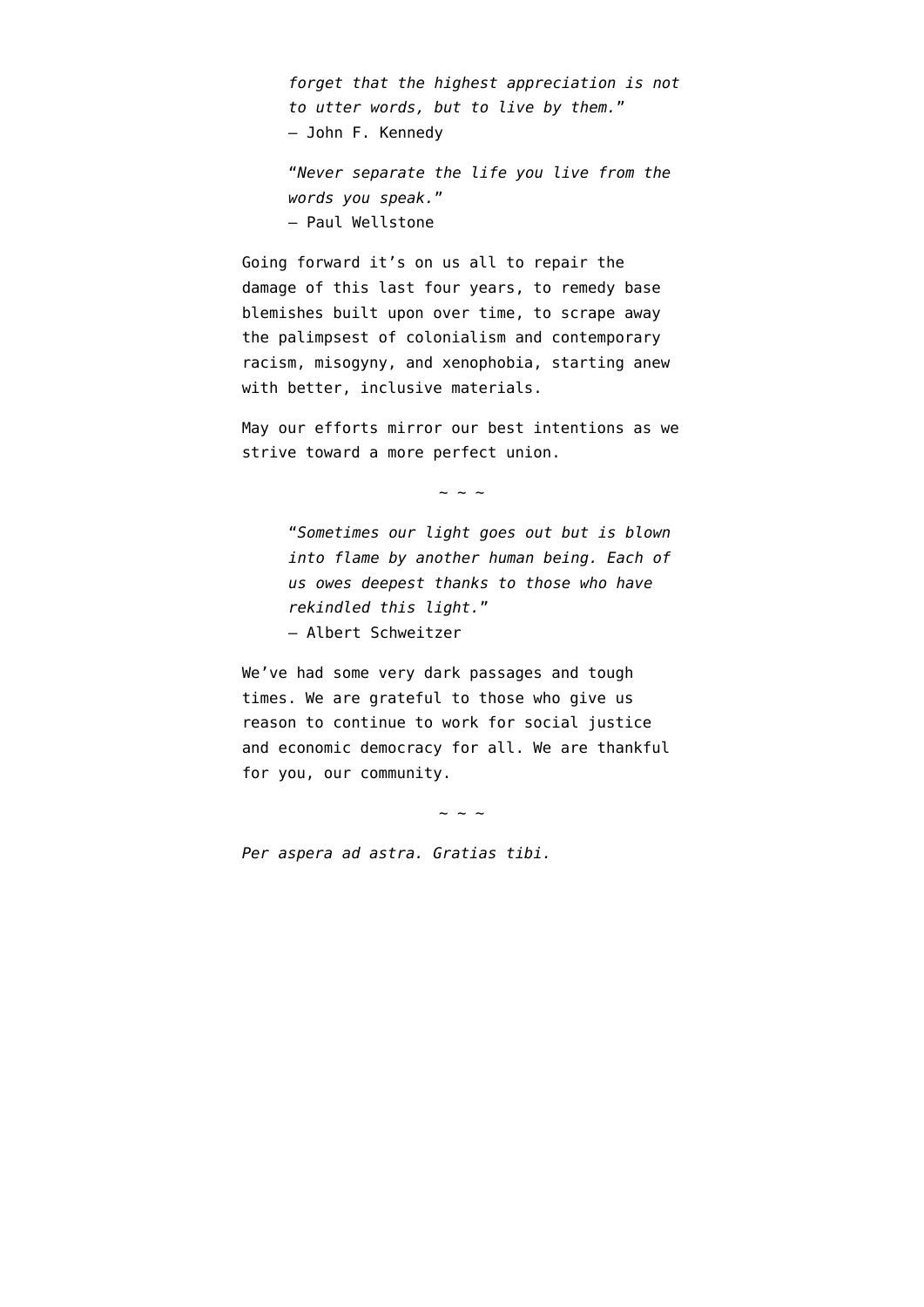> *forget that the highest appreciation is not to utter words, but to live by them.*"
> — John F. Kennedy

> "*Never separate the life you live from the words you speak.*"
> — Paul Wellstone

Going forward it's on us all to repair the damage of this last four years, to remedy base blemishes built upon over time, to scrape away the palimpsest of colonialism and contemporary racism, misogyny, and xenophobia, starting anew with better, inclusive materials.

May our efforts mirror our best intentions as we strive toward a more perfect union.

~ ~ ~

> "*Sometimes our light goes out but is blown into flame by another human being. Each of us owes deepest thanks to those who have rekindled this light.*"
> — Albert Schweitzer

We've had some very dark passages and tough times. We are grateful to those who give us reason to continue to work for social justice and economic democracy for all. We are thankful for you, our community.

~ ~ ~

*Per aspera ad astra. Gratias tibi.*